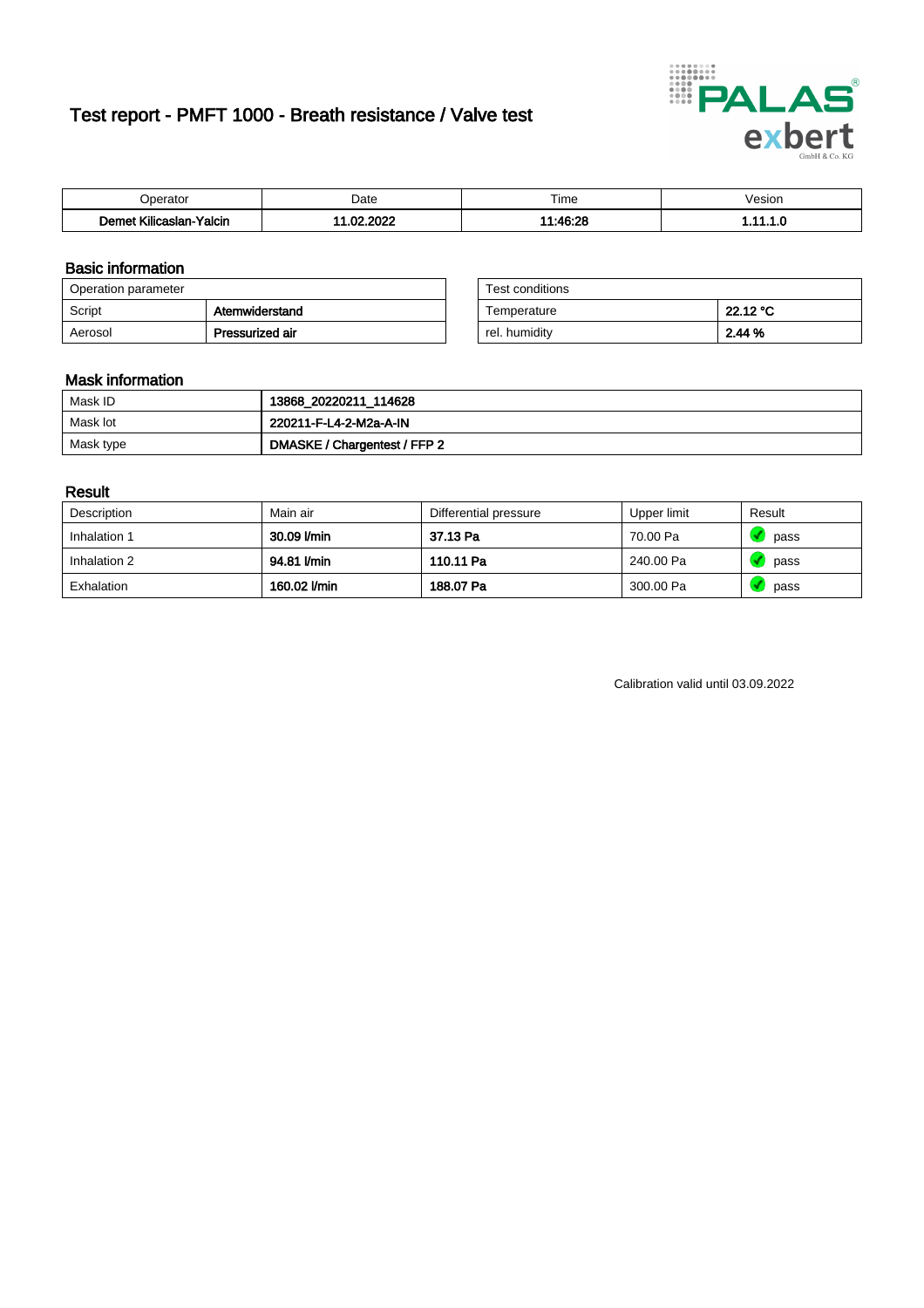# Test report - PMFT 1000 - Breath resistance / Valve test

| Operator | Date | Time | Vesion |
|---|---|---|---|
| **Demet Kilicaslan-Yalcin** | **11.02.2022** | **11:46:28** | **1.11.1.0** |

## Basic information

| Operation parameter | |
|---|---|
| Script | **Atemwiderstand** |
| Aerosol | **Pressurized air** |

| Test conditions | |
|---|---|
| Temperature | **22.12 °C** |
| rel. humidity | **2.44 %** |

## Mask information

| | |
|---|---|
| Mask ID | **13868_20220211_114628** |
| Mask lot | **220211-F-L4-2-M2a-A-IN** |
| Mask type | **DMASKE / Chargentest / FFP 2** |

## Result

| Description | Main air | Differential pressure | Upper limit | Result |
|---|---|---|---|---|
| Inhalation 1 | **30.09 l/min** | **37.13 Pa** | 70.00 Pa | pass |
| Inhalation 2 | **94.81 l/min** | **110.11 Pa** | 240.00 Pa | pass |
| Exhalation | **160.02 l/min** | **188.07 Pa** | 300.00 Pa | pass |

Calibration valid until 03.09.2022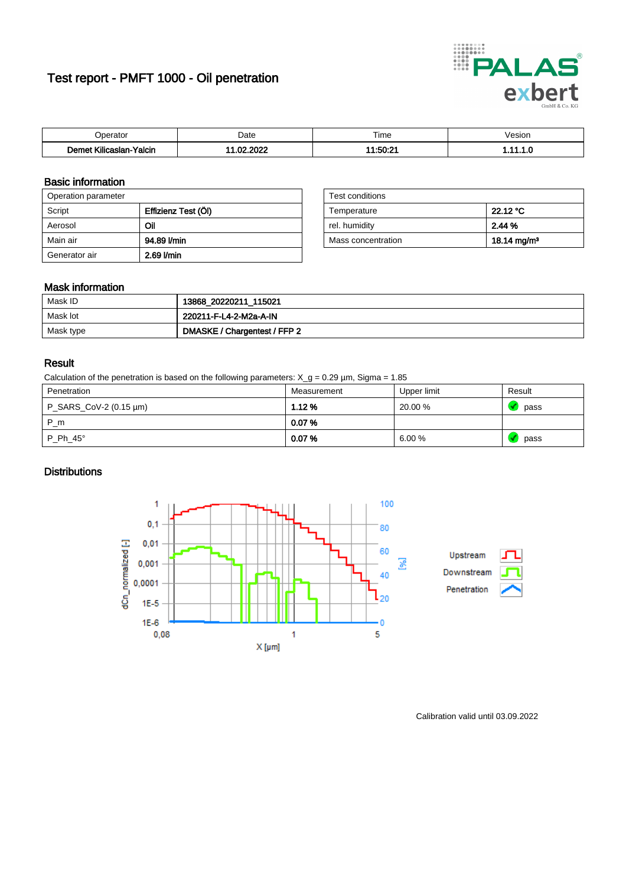# Test report - PMFT 1000 - Oil penetration

PALAS exbert GmbH & Co. KG

| Operator | Date | Time | Vesion |
|---|---|---|---|
| **Demet Kilicaslan-Yalcin** | **11.02.2022** | **11:50:21** | **1.11.1.0** |

## Basic information

| Operation parameter | |
|---|---|
| Script | **Effizienz Test (Öl)** |
| Aerosol | **Oil** |
| Main air | **94.89 l/min** |
| Generator air | **2.69 l/min** |

| Test conditions | |
|---|---|
| Temperature | **22.12 °C** |
| rel. humidity | **2.44 %** |
| Mass concentration | **18.14 mg/m³** |

## Mask information

| | |
|---|---|
| Mask ID | **13868_20220211_115021** |
| Mask lot | **220211-F-L4-2-M2a-A-IN** |
| Mask type | **DMASKE / Chargentest / FFP 2** |

## Result

Calculation of the penetration is based on the following parameters: X_g = 0.29 µm, Sigma = 1.85

| Penetration | Measurement | Upper limit | Result |
|---|---|---|---|
| P_SARS_CoV-2 (0.15 µm) | **1.12 %** | 20.00 % | pass |
| P_m | **0.07 %** | | |
| P_Ph_45° | **0.07 %** | 6.00 % | pass |

## Distributions

dCn_normalized [-]
1
0,1
0,01
0,001
0,0001
1E-5
1E-6
0,08
1
5
X [µm]
100
80
60
40
20
0
[%]
Upstream
Downstream
Penetration

Calibration valid until 03.09.2022